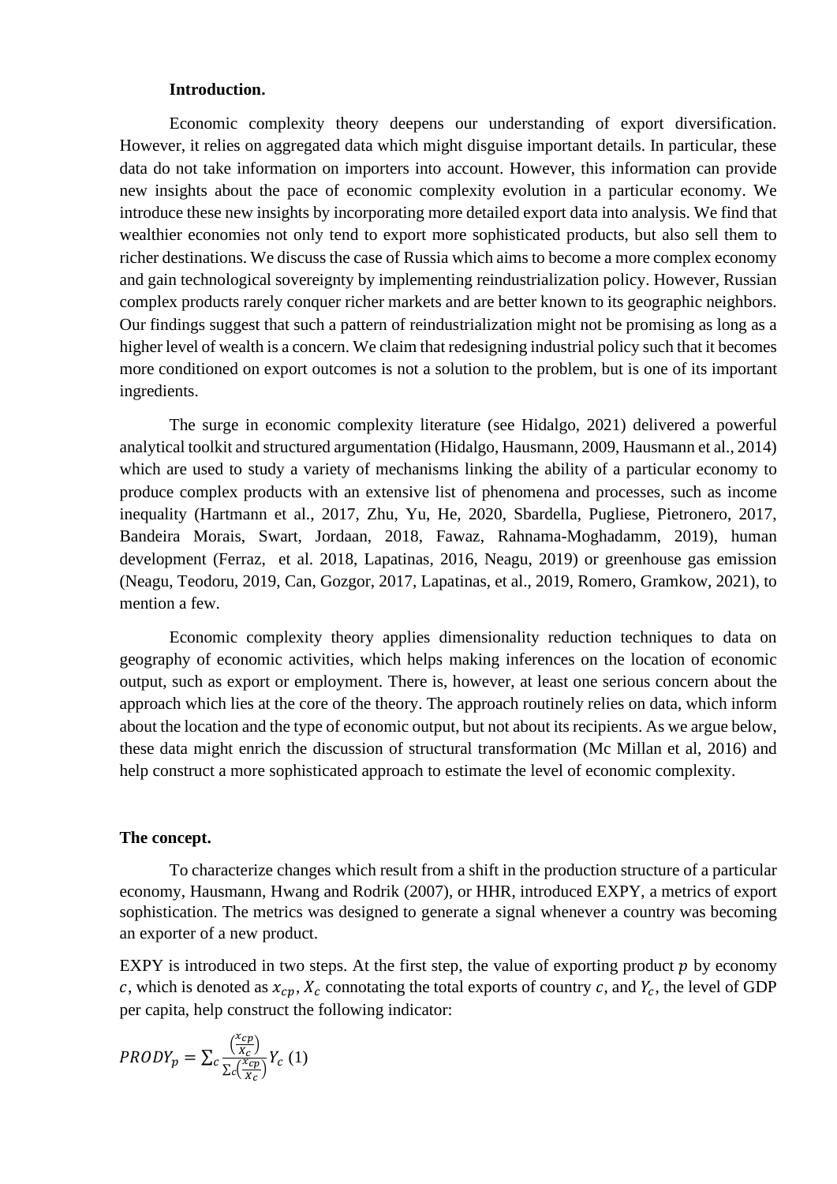**Introduction.**

Economic complexity theory deepens our understanding of export diversification. However, it relies on aggregated data which might disguise important details. In particular, these data do not take information on importers into account. However, this information can provide new insights about the pace of economic complexity evolution in a particular economy. We introduce these new insights by incorporating more detailed export data into analysis. We find that wealthier economies not only tend to export more sophisticated products, but also sell them to richer destinations. We discuss the case of Russia which aims to become a more complex economy and gain technological sovereignty by implementing reindustrialization policy. However, Russian complex products rarely conquer richer markets and are better known to its geographic neighbors. Our findings suggest that such a pattern of reindustrialization might not be promising as long as a higher level of wealth is a concern. We claim that redesigning industrial policy such that it becomes more conditioned on export outcomes is not a solution to the problem, but is one of its important ingredients.

The surge in economic complexity literature (see Hidalgo, 2021) delivered a powerful analytical toolkit and structured argumentation (Hidalgo, Hausmann, 2009, Hausmann et al., 2014) which are used to study a variety of mechanisms linking the ability of a particular economy to produce complex products with an extensive list of phenomena and processes, such as income inequality (Hartmann et al., 2017, Zhu, Yu, He, 2020, Sbardella, Pugliese, Pietronero, 2017, Bandeira Morais, Swart, Jordaan, 2018, Fawaz, Rahnama-Moghadamm, 2019), human development (Ferraz, et al. 2018, Lapatinas, 2016, Neagu, 2019) or greenhouse gas emission (Neagu, Teodoru, 2019, Can, Gozgor, 2017, Lapatinas, et al., 2019, Romero, Gramkow, 2021), to mention a few.

Economic complexity theory applies dimensionality reduction techniques to data on geography of economic activities, which helps making inferences on the location of economic output, such as export or employment. There is, however, at least one serious concern about the approach which lies at the core of the theory. The approach routinely relies on data, which inform about the location and the type of economic output, but not about its recipients. As we argue below, these data might enrich the discussion of structural transformation (Mc Millan et al, 2016) and help construct a more sophisticated approach to estimate the level of economic complexity.

**The concept.**

To characterize changes which result from a shift in the production structure of a particular economy, Hausmann, Hwang and Rodrik (2007), or HHR, introduced EXPY, a metrics of export sophistication. The metrics was designed to generate a signal whenever a country was becoming an exporter of a new product.

EXPY is introduced in two steps. At the first step, the value of exporting product $p$ by economy $c$, which is denoted as $x_{cp}$, $X_c$ connotating the total exports of country $c$, and $Y_c$, the level of GDP per capita, help construct the following indicator:

$$PRODY_p = \sum_c \frac{\left(\frac{x_{cp}}{X_c}\right)}{\sum_c \left(\frac{x_{cp}}{X_c}\right)} Y_c \quad (1)$$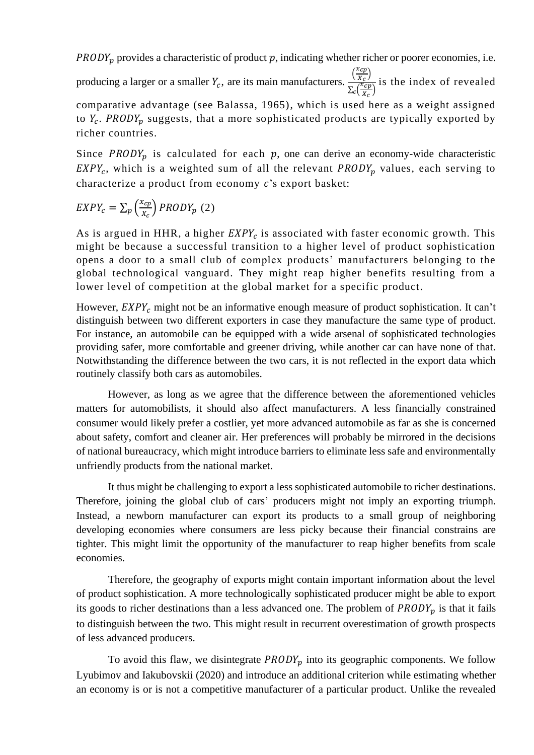$PRODY_p$ provides a characteristic of product $p$, indicating whether richer or poorer economies, i.e. producing a larger or a smaller $Y_c$, are its main manufacturers. $\frac{\left(\frac{x_{cp}}{X_c}\right)}{\sum_c\left(\frac{x_{cp}}{X_c}\right)}$ is the index of revealed comparative advantage (see Balassa, 1965), which is used here as a weight assigned to $Y_c$. $PRODY_p$ suggests, that a more sophisticated products are typically exported by richer countries.

Since $PRODY_p$ is calculated for each $p$, one can derive an economy-wide characteristic $EXPY_c$, which is a weighted sum of all the relevant $PRODY_p$ values, each serving to characterize a product from economy $c$'s export basket:

$$EXPY_c = \sum_p \left(\frac{x_{cp}}{X_c}\right) PRODY_p \ (2)$$

As is argued in HHR, a higher $EXPY_c$ is associated with faster economic growth. This might be because a successful transition to a higher level of product sophistication opens a door to a small club of complex products' manufacturers belonging to the global technological vanguard. They might reap higher benefits resulting from a lower level of competition at the global market for a specific product.

However, $EXPY_c$ might not be an informative enough measure of product sophistication. It can't distinguish between two different exporters in case they manufacture the same type of product. For instance, an automobile can be equipped with a wide arsenal of sophisticated technologies providing safer, more comfortable and greener driving, while another car can have none of that. Notwithstanding the difference between the two cars, it is not reflected in the export data which routinely classify both cars as automobiles.

However, as long as we agree that the difference between the aforementioned vehicles matters for automobilists, it should also affect manufacturers. A less financially constrained consumer would likely prefer a costlier, yet more advanced automobile as far as she is concerned about safety, comfort and cleaner air. Her preferences will probably be mirrored in the decisions of national bureaucracy, which might introduce barriers to eliminate less safe and environmentally unfriendly products from the national market.

It thus might be challenging to export a less sophisticated automobile to richer destinations. Therefore, joining the global club of cars' producers might not imply an exporting triumph. Instead, a newborn manufacturer can export its products to a small group of neighboring developing economies where consumers are less picky because their financial constrains are tighter. This might limit the opportunity of the manufacturer to reap higher benefits from scale economies.

Therefore, the geography of exports might contain important information about the level of product sophistication. A more technologically sophisticated producer might be able to export its goods to richer destinations than a less advanced one. The problem of $PRODY_p$ is that it fails to distinguish between the two. This might result in recurrent overestimation of growth prospects of less advanced producers.

To avoid this flaw, we disintegrate $PRODY_p$ into its geographic components. We follow Lyubimov and Iakubovskii (2020) and introduce an additional criterion while estimating whether an economy is or is not a competitive manufacturer of a particular product. Unlike the revealed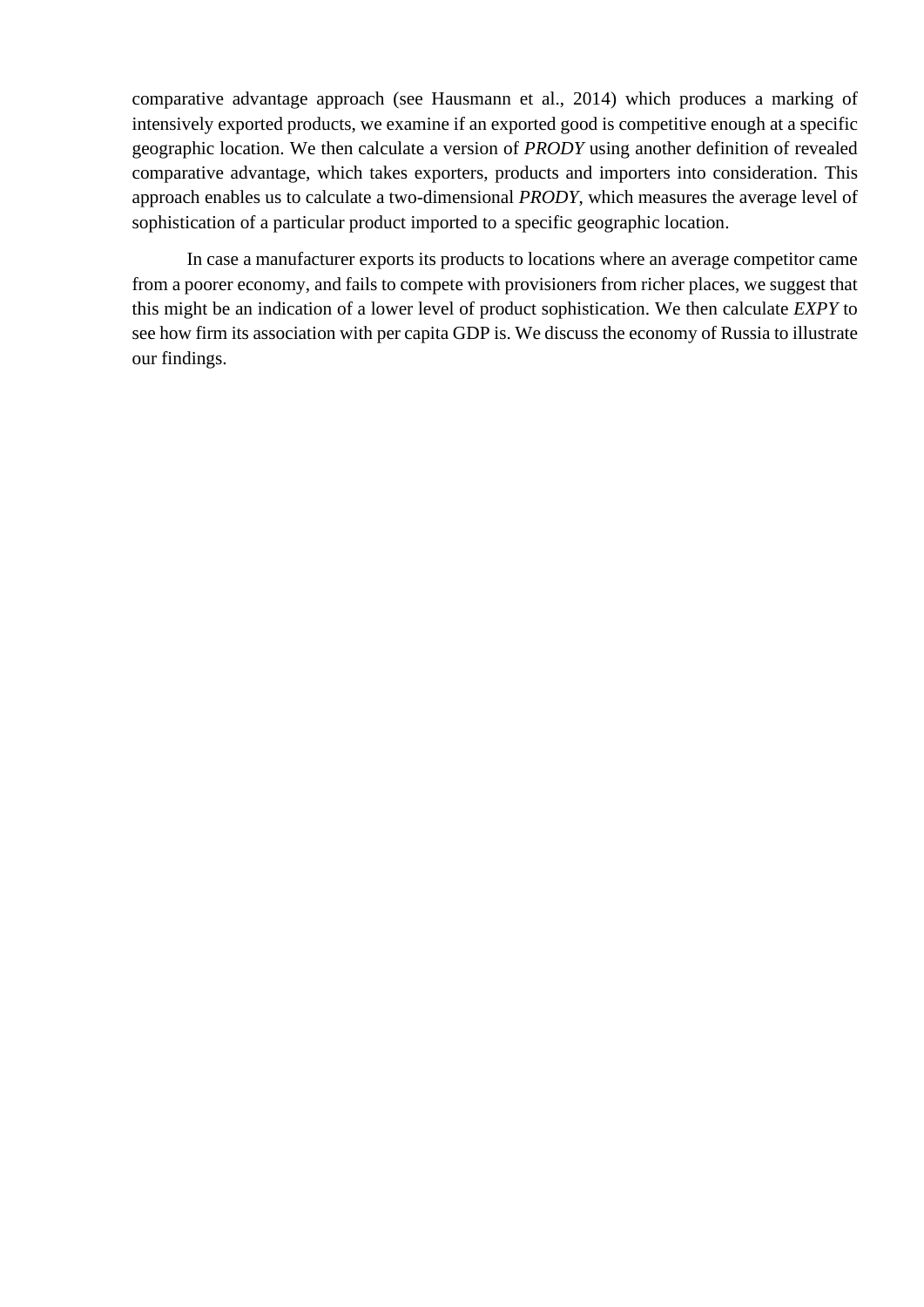comparative advantage approach (see Hausmann et al., 2014) which produces a marking of intensively exported products, we examine if an exported good is competitive enough at a specific geographic location. We then calculate a version of *PRODY* using another definition of revealed comparative advantage, which takes exporters, products and importers into consideration. This approach enables us to calculate a two-dimensional *PRODY*, which measures the average level of sophistication of a particular product imported to a specific geographic location.

In case a manufacturer exports its products to locations where an average competitor came from a poorer economy, and fails to compete with provisioners from richer places, we suggest that this might be an indication of a lower level of product sophistication. We then calculate *EXPY* to see how firm its association with per capita GDP is. We discuss the economy of Russia to illustrate our findings.